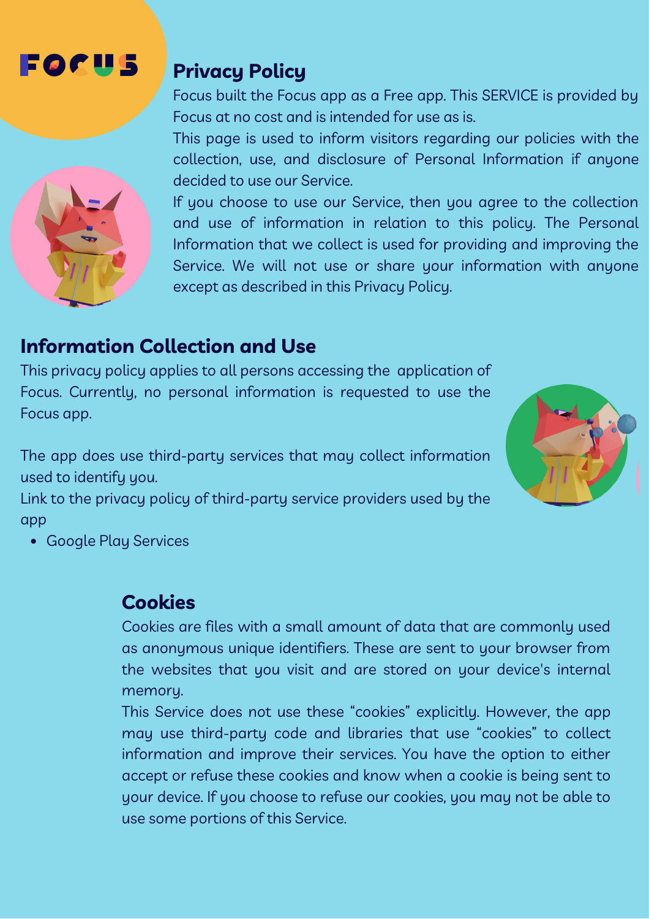FOCUS

## Privacy Policy

Focus built the Focus app as a Free app. This SERVICE is provided by Focus at no cost and is intended for use as is.

This page is used to inform visitors regarding our policies with the collection, use, and disclosure of Personal Information if anyone decided to use our Service.

If you choose to use our Service, then you agree to the collection and use of information in relation to this policy. The Personal Information that we collect is used for providing and improving the Service. We will not use or share your information with anyone except as described in this Privacy Policy.

## Information Collection and Use

This privacy policy applies to all persons accessing the application of Focus. Currently, no personal information is requested to use the Focus app.

The app does use third-party services that may collect information used to identify you.

Link to the privacy policy of third-party service providers used by the app

- Google Play Services

## Cookies

Cookies are files with a small amount of data that are commonly used as anonymous unique identifiers. These are sent to your browser from the websites that you visit and are stored on your device's internal memory.

This Service does not use these “cookies” explicitly. However, the app may use third-party code and libraries that use “cookies” to collect information and improve their services. You have the option to either accept or refuse these cookies and know when a cookie is being sent to your device. If you choose to refuse our cookies, you may not be able to use some portions of this Service.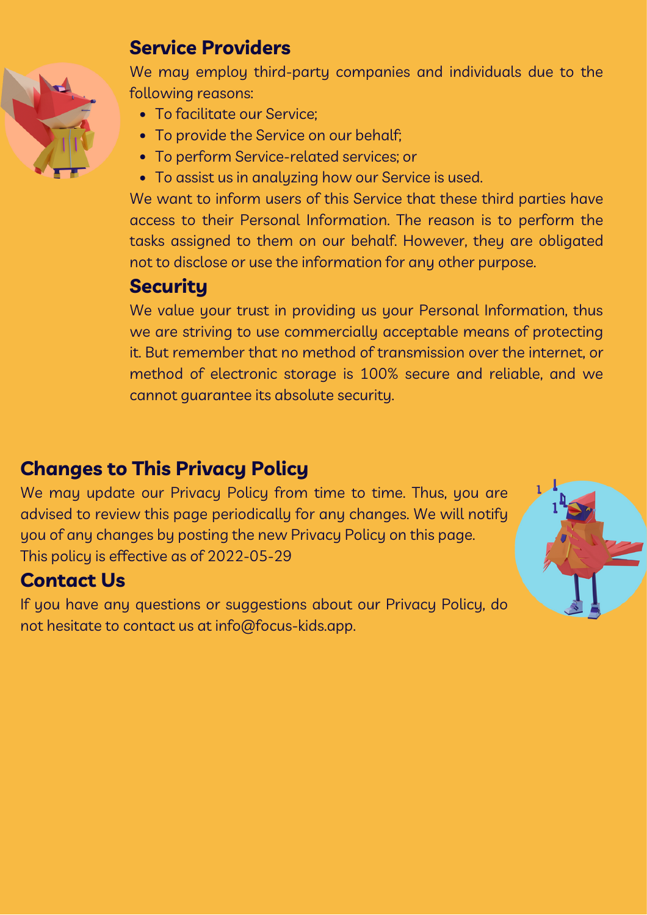## Service Providers

We may employ third-party companies and individuals due to the following reasons:

- To facilitate our Service;
- To provide the Service on our behalf;
- To perform Service-related services; or
- To assist us in analyzing how our Service is used.

We want to inform users of this Service that these third parties have access to their Personal Information. The reason is to perform the tasks assigned to them on our behalf. However, they are obligated not to disclose or use the information for any other purpose.

## Security

We value your trust in providing us your Personal Information, thus we are striving to use commercially acceptable means of protecting it. But remember that no method of transmission over the internet, or method of electronic storage is 100% secure and reliable, and we cannot guarantee its absolute security.

## Changes to This Privacy Policy

We may update our Privacy Policy from time to time. Thus, you are advised to review this page periodically for any changes. We will notify you of any changes by posting the new Privacy Policy on this page.

This policy is effective as of 2022-05-29

## Contact Us

If you have any questions or suggestions about our Privacy Policy, do not hesitate to contact us at info@focus-kids.app.